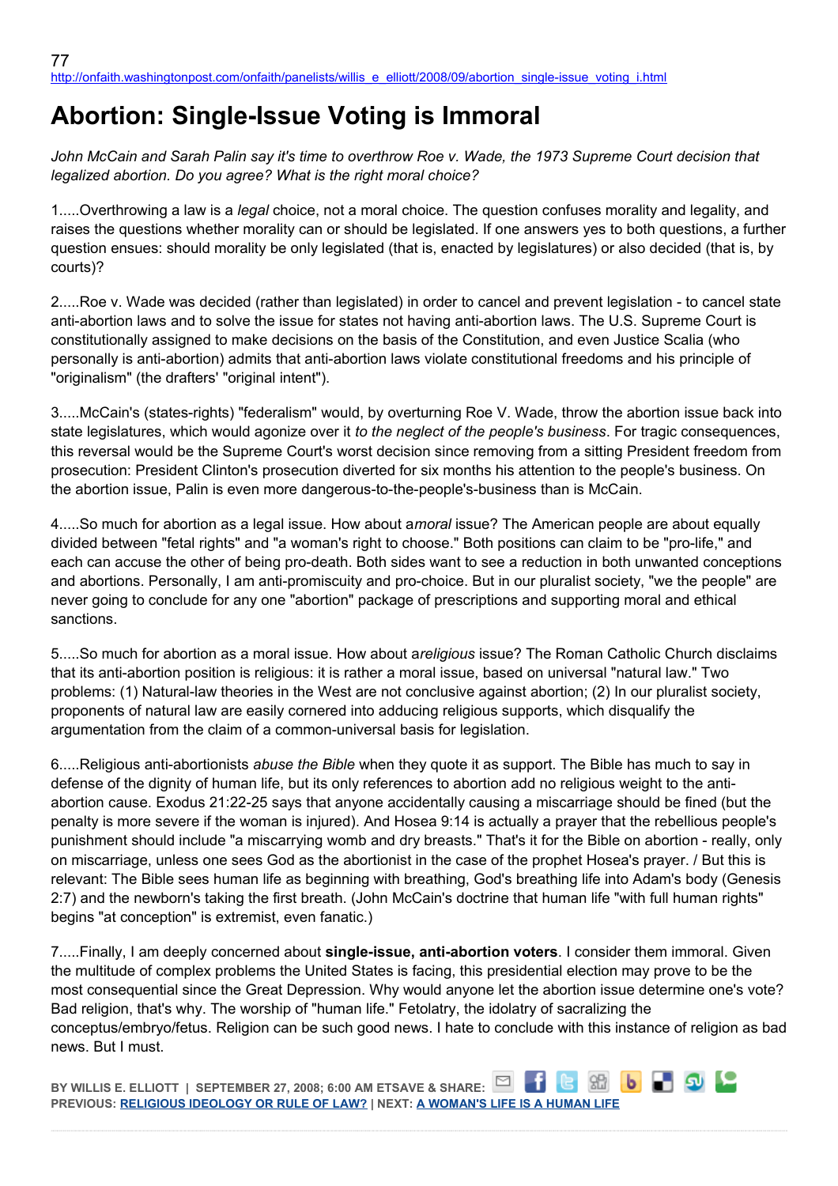http://onfaith.washingtonpost.com/onfaith/panelists/willis_e_elliott/2008/09/abortion_single-issue_voting_i.html

# Abortion: Single-Issue Voting is Immoral

*John McCain and Sarah Palin say it's time to overthrow Roe v. Wade, the 1973 Supreme Court decision that legalized abortion. Do you agree? What is the right moral choice?*

1.....Overthrowing a law is a *legal* choice, not a moral choice. The question confuses morality and legality, and raises the questions whether morality can or should be legislated. If one answers yes to both questions, a further question ensues: should morality be only legislated (that is, enacted by legislatures) or also decided (that is, by courts)?

2.....Roe v. Wade was decided (rather than legislated) in order to cancel and prevent legislation - to cancel state anti-abortion laws and to solve the issue for states not having anti-abortion laws. The U.S. Supreme Court is constitutionally assigned to make decisions on the basis of the Constitution, and even Justice Scalia (who personally is anti-abortion) admits that anti-abortion laws violate constitutional freedoms and his principle of "originalism" (the drafters' "original intent").

3.....McCain's (states-rights) "federalism" would, by overturning Roe V. Wade, throw the abortion issue back into state legislatures, which would agonize over it *to the neglect of the people's business*. For tragic consequences, this reversal would be the Supreme Court's worst decision since removing from a sitting President freedom from prosecution: President Clinton's prosecution diverted for six months his attention to the people's business. On the abortion issue, Palin is even more dangerous-to-the-people's-business than is McCain.

4.....So much for abortion as a legal issue. How about a*moral* issue? The American people are about equally divided between "fetal rights" and "a woman's right to choose." Both positions can claim to be "pro-life," and each can accuse the other of being pro-death. Both sides want to see a reduction in both unwanted conceptions and abortions. Personally, I am anti-promiscuity and pro-choice. But in our pluralist society, "we the people" are never going to conclude for any one "abortion" package of prescriptions and supporting moral and ethical sanctions.

5.....So much for abortion as a moral issue. How about a*religious* issue? The Roman Catholic Church disclaims that its anti-abortion position is religious: it is rather a moral issue, based on universal "natural law." Two problems: (1) Natural-law theories in the West are not conclusive against abortion; (2) In our pluralist society, proponents of natural law are easily cornered into adducing religious supports, which disqualify the argumentation from the claim of a common-universal basis for legislation.

6.....Religious anti-abortionists *abuse the Bible* when they quote it as support. The Bible has much to say in defense of the dignity of human life, but its only references to abortion add no religious weight to the anti-abortion cause. Exodus 21:22-25 says that anyone accidentally causing a miscarriage should be fined (but the penalty is more severe if the woman is injured). And Hosea 9:14 is actually a prayer that the rebellious people's punishment should include "a miscarrying womb and dry breasts." That's it for the Bible on abortion - really, only on miscarriage, unless one sees God as the abortionist in the case of the prophet Hosea's prayer. / But this is relevant: The Bible sees human life as beginning with breathing, God's breathing life into Adam's body (Genesis 2:7) and the newborn's taking the first breath. (John McCain's doctrine that human life "with full human rights" begins "at conception" is extremist, even fanatic.)

7.....Finally, I am deeply concerned about **single-issue, anti-abortion voters**. I consider them immoral. Given the multitude of complex problems the United States is facing, this presidential election may prove to be the most consequential since the Great Depression. Why would anyone let the abortion issue determine one's vote? Bad religion, that's why. The worship of "human life." Fetolatry, the idolatry of sacralizing the conceptus/embryo/fetus. Religion can be such good news. I hate to conclude with this instance of religion as bad news. But I must.

**BY WILLIS E. ELLIOTT | SEPTEMBER 27, 2008; 6:00 AM ETSAVE & SHARE:**
**PREVIOUS: RELIGIOUS IDEOLOGY OR RULE OF LAW? | NEXT: A WOMAN'S LIFE IS A HUMAN LIFE**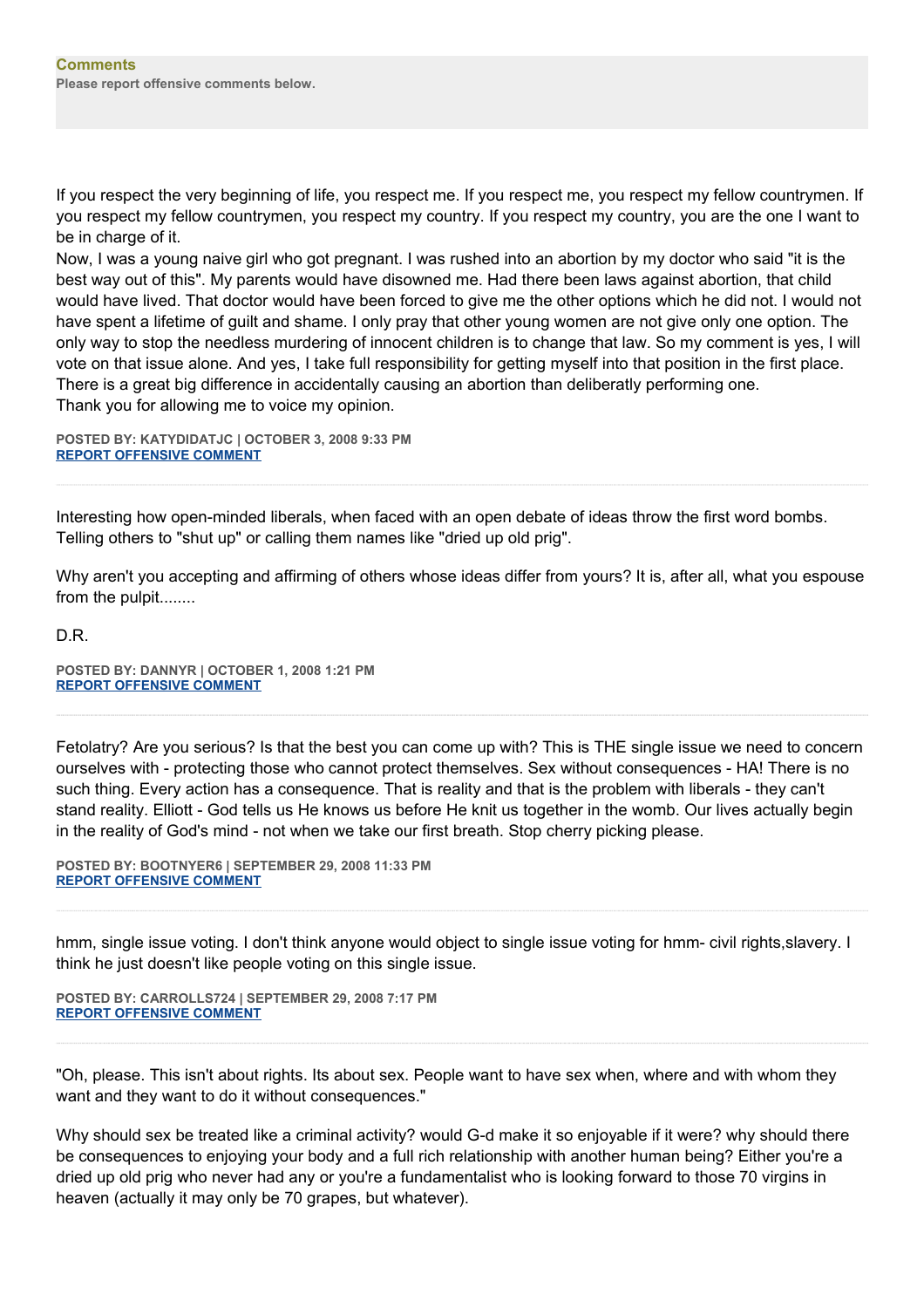**Comments**

**Please report offensive comments below.**

If you respect the very beginning of life, you respect me. If you respect me, you respect my fellow countrymen. If you respect my fellow countrymen, you respect my country. If you respect my country, you are the one I want to be in charge of it.
Now, I was a young naive girl who got pregnant. I was rushed into an abortion by my doctor who said "it is the best way out of this". My parents would have disowned me. Had there been laws against abortion, that child would have lived. That doctor would have been forced to give me the other options which he did not. I would not have spent a lifetime of guilt and shame. I only pray that other young women are not give only one option. The only way to stop the needless murdering of innocent children is to change that law. So my comment is yes, I will vote on that issue alone. And yes, I take full responsibility for getting myself into that position in the first place. There is a great big difference in accidentally causing an abortion than deliberatly performing one.
Thank you for allowing me to voice my opinion.

**POSTED BY: KATYDIDATJC | OCTOBER 3, 2008 9:33 PM**
**REPORT OFFENSIVE COMMENT**

---

Interesting how open-minded liberals, when faced with an open debate of ideas throw the first word bombs. Telling others to "shut up" or calling them names like "dried up old prig".

Why aren't you accepting and affirming of others whose ideas differ from yours? It is, after all, what you espouse from the pulpit........

D.R.

**POSTED BY: DANNYR | OCTOBER 1, 2008 1:21 PM**
**REPORT OFFENSIVE COMMENT**

---

Fetolatry? Are you serious? Is that the best you can come up with? This is THE single issue we need to concern ourselves with - protecting those who cannot protect themselves. Sex without consequences - HA! There is no such thing. Every action has a consequence. That is reality and that is the problem with liberals - they can't stand reality. Elliott - God tells us He knows us before He knit us together in the womb. Our lives actually begin in the reality of God's mind - not when we take our first breath. Stop cherry picking please.

**POSTED BY: BOOTNYER6 | SEPTEMBER 29, 2008 11:33 PM**
**REPORT OFFENSIVE COMMENT**

---

hmm, single issue voting. I don't think anyone would object to single issue voting for hmm- civil rights,slavery. I think he just doesn't like people voting on this single issue.

**POSTED BY: CARROLLS724 | SEPTEMBER 29, 2008 7:17 PM**
**REPORT OFFENSIVE COMMENT**

---

"Oh, please. This isn't about rights. Its about sex. People want to have sex when, where and with whom they want and they want to do it without consequences."

Why should sex be treated like a criminal activity? would G-d make it so enjoyable if it were? why should there be consequences to enjoying your body and a full rich relationship with another human being? Either you're a dried up old prig who never had any or you're a fundamentalist who is looking forward to those 70 virgins in heaven (actually it may only be 70 grapes, but whatever).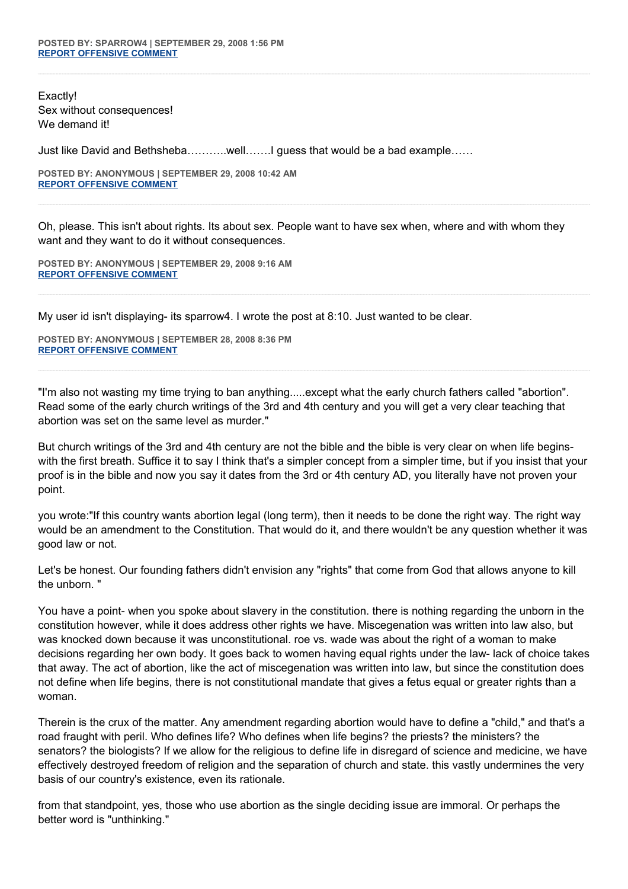**POSTED BY: SPARROW4 | SEPTEMBER 29, 2008 1:56 PM**
REPORT OFFENSIVE COMMENT

---

Exactly!
Sex without consequences!
We demand it!

Just like David and Bethsheba………..well…….I guess that would be a bad example……

**POSTED BY: ANONYMOUS | SEPTEMBER 29, 2008 10:42 AM**
REPORT OFFENSIVE COMMENT

---

Oh, please. This isn't about rights. Its about sex. People want to have sex when, where and with whom they want and they want to do it without consequences.

**POSTED BY: ANONYMOUS | SEPTEMBER 29, 2008 9:16 AM**
REPORT OFFENSIVE COMMENT

---

My user id isn't displaying- its sparrow4. I wrote the post at 8:10. Just wanted to be clear.

**POSTED BY: ANONYMOUS | SEPTEMBER 28, 2008 8:36 PM**
REPORT OFFENSIVE COMMENT

---

"I'm also not wasting my time trying to ban anything.....except what the early church fathers called "abortion". Read some of the early church writings of the 3rd and 4th century and you will get a very clear teaching that abortion was set on the same level as murder."

But church writings of the 3rd and 4th century are not the bible and the bible is very clear on when life begins- with the first breath. Suffice it to say I think that's a simpler concept from a simpler time, but if you insist that your proof is in the bible and now you say it dates from the 3rd or 4th century AD, you literally have not proven your point.

you wrote:"If this country wants abortion legal (long term), then it needs to be done the right way. The right way would be an amendment to the Constitution. That would do it, and there wouldn't be any question whether it was good law or not.

Let's be honest. Our founding fathers didn't envision any "rights" that come from God that allows anyone to kill the unborn. "

You have a point- when you spoke about slavery in the constitution. there is nothing regarding the unborn in the constitution however, while it does address other rights we have. Miscegenation was written into law also, but was knocked down because it was unconstitutional. roe vs. wade was about the right of a woman to make decisions regarding her own body. It goes back to women having equal rights under the law- lack of choice takes that away. The act of abortion, like the act of miscegenation was written into law, but since the constitution does not define when life begins, there is not constitutional mandate that gives a fetus equal or greater rights than a woman.

Therein is the crux of the matter. Any amendment regarding abortion would have to define a "child," and that's a road fraught with peril. Who defines life? Who defines when life begins? the priests? the ministers? the senators? the biologists? If we allow for the religious to define life in disregard of science and medicine, we have effectively destroyed freedom of religion and the separation of church and state. this vastly undermines the very basis of our country's existence, even its rationale.

from that standpoint, yes, those who use abortion as the single deciding issue are immoral. Or perhaps the better word is "unthinking."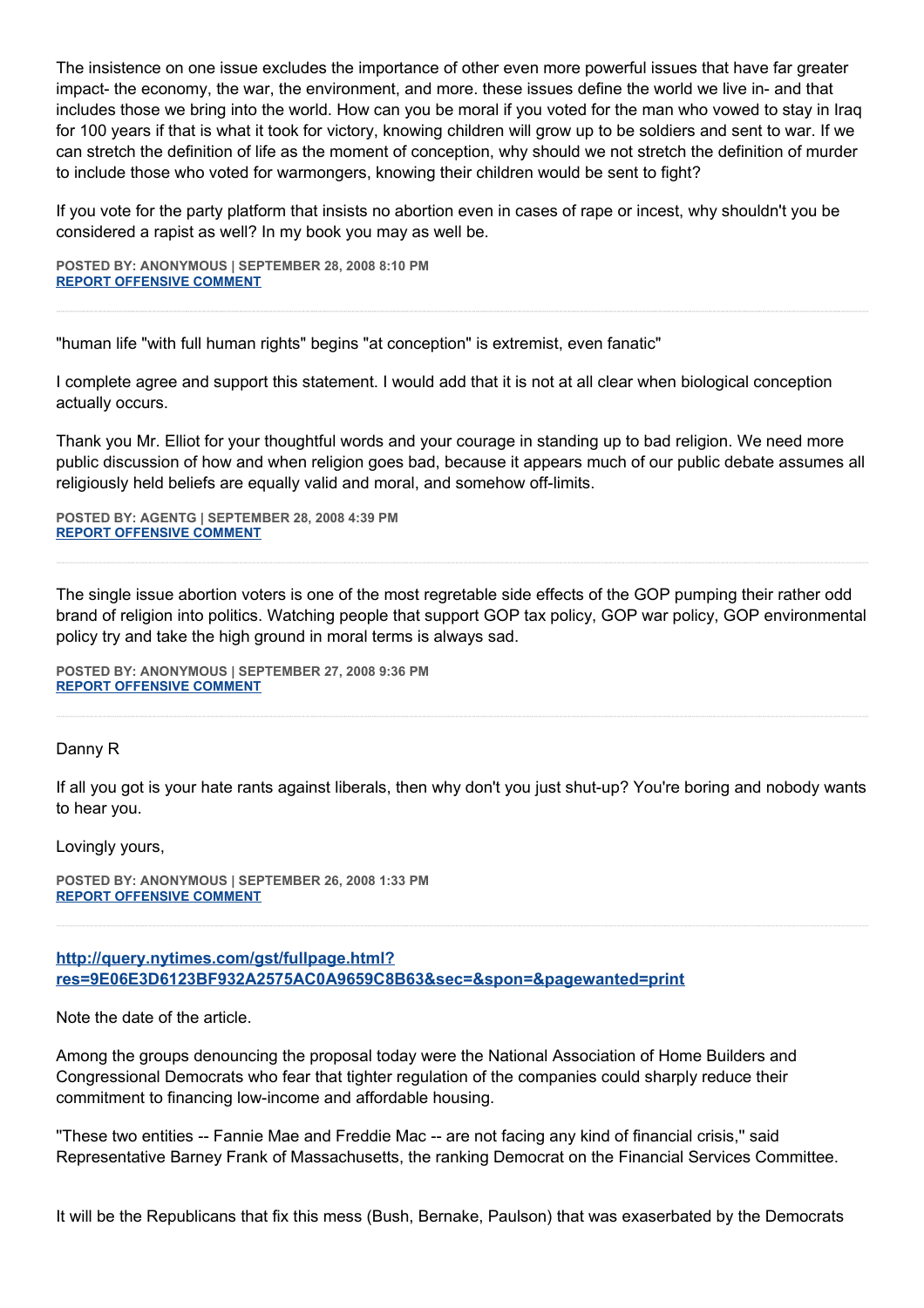The insistence on one issue excludes the importance of other even more powerful issues that have far greater impact- the economy, the war, the environment, and more. these issues define the world we live in- and that includes those we bring into the world. How can you be moral if you voted for the man who vowed to stay in Iraq for 100 years if that is what it took for victory, knowing children will grow up to be soldiers and sent to war. If we can stretch the definition of life as the moment of conception, why should we not stretch the definition of murder to include those who voted for warmongers, knowing their children would be sent to fight?

If you vote for the party platform that insists no abortion even in cases of rape or incest, why shouldn't you be considered a rapist as well? In my book you may as well be.

**POSTED BY: ANONYMOUS | SEPTEMBER 28, 2008 8:10 PM**
**REPORT OFFENSIVE COMMENT**

---

"human life "with full human rights" begins "at conception" is extremist, even fanatic"

I complete agree and support this statement. I would add that it is not at all clear when biological conception actually occurs.

Thank you Mr. Elliot for your thoughtful words and your courage in standing up to bad religion. We need more public discussion of how and when religion goes bad, because it appears much of our public debate assumes all religiously held beliefs are equally valid and moral, and somehow off-limits.

**POSTED BY: AGENTG | SEPTEMBER 28, 2008 4:39 PM**
**REPORT OFFENSIVE COMMENT**

---

The single issue abortion voters is one of the most regretable side effects of the GOP pumping their rather odd brand of religion into politics. Watching people that support GOP tax policy, GOP war policy, GOP environmental policy try and take the high ground in moral terms is always sad.

**POSTED BY: ANONYMOUS | SEPTEMBER 27, 2008 9:36 PM**
**REPORT OFFENSIVE COMMENT**

---

Danny R

If all you got is your hate rants against liberals, then why don't you just shut-up? You're boring and nobody wants to hear you.

Lovingly yours,

**POSTED BY: ANONYMOUS | SEPTEMBER 26, 2008 1:33 PM**
**REPORT OFFENSIVE COMMENT**

---

**http://query.nytimes.com/gst/fullpage.html?res=9E06E3D6123BF932A2575AC0A9659C8B63&sec=&spon=&pagewanted=print**

Note the date of the article.

Among the groups denouncing the proposal today were the National Association of Home Builders and Congressional Democrats who fear that tighter regulation of the companies could sharply reduce their commitment to financing low-income and affordable housing.

''These two entities -- Fannie Mae and Freddie Mac -- are not facing any kind of financial crisis,'' said Representative Barney Frank of Massachusetts, the ranking Democrat on the Financial Services Committee.

It will be the Republicans that fix this mess (Bush, Bernake, Paulson) that was exaserbated by the Democrats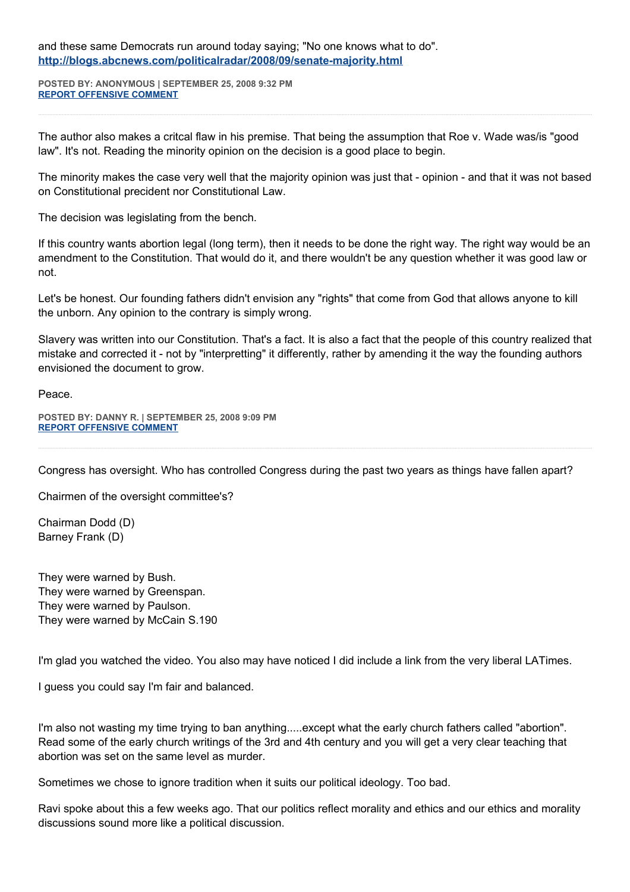and these same Democrats run around today saying; "No one knows what to do".
**http://blogs.abcnews.com/politicalradar/2008/09/senate-majority.html**

**POSTED BY: ANONYMOUS | SEPTEMBER 25, 2008 9:32 PM**
**REPORT OFFENSIVE COMMENT**

---

The author also makes a critcal flaw in his premise. That being the assumption that Roe v. Wade was/is "good law". It's not. Reading the minority opinion on the decision is a good place to begin.

The minority makes the case very well that the majority opinion was just that - opinion - and that it was not based on Constitutional precident nor Constitutional Law.

The decision was legislating from the bench.

If this country wants abortion legal (long term), then it needs to be done the right way. The right way would be an amendment to the Constitution. That would do it, and there wouldn't be any question whether it was good law or not.

Let's be honest. Our founding fathers didn't envision any "rights" that come from God that allows anyone to kill the unborn. Any opinion to the contrary is simply wrong.

Slavery was written into our Constitution. That's a fact. It is also a fact that the people of this country realized that mistake and corrected it - not by "interpretting" it differently, rather by amending it the way the founding authors envisioned the document to grow.

Peace.

**POSTED BY: DANNY R. | SEPTEMBER 25, 2008 9:09 PM**
**REPORT OFFENSIVE COMMENT**

---

Congress has oversight. Who has controlled Congress during the past two years as things have fallen apart?

Chairmen of the oversight committee's?

Chairman Dodd (D)
Barney Frank (D)

They were warned by Bush.
They were warned by Greenspan.
They were warned by Paulson.
They were warned by McCain S.190

I'm glad you watched the video. You also may have noticed I did include a link from the very liberal LATimes.

I guess you could say I'm fair and balanced.

I'm also not wasting my time trying to ban anything.....except what the early church fathers called "abortion". Read some of the early church writings of the 3rd and 4th century and you will get a very clear teaching that abortion was set on the same level as murder.

Sometimes we chose to ignore tradition when it suits our political ideology. Too bad.

Ravi spoke about this a few weeks ago. That our politics reflect morality and ethics and our ethics and morality discussions sound more like a political discussion.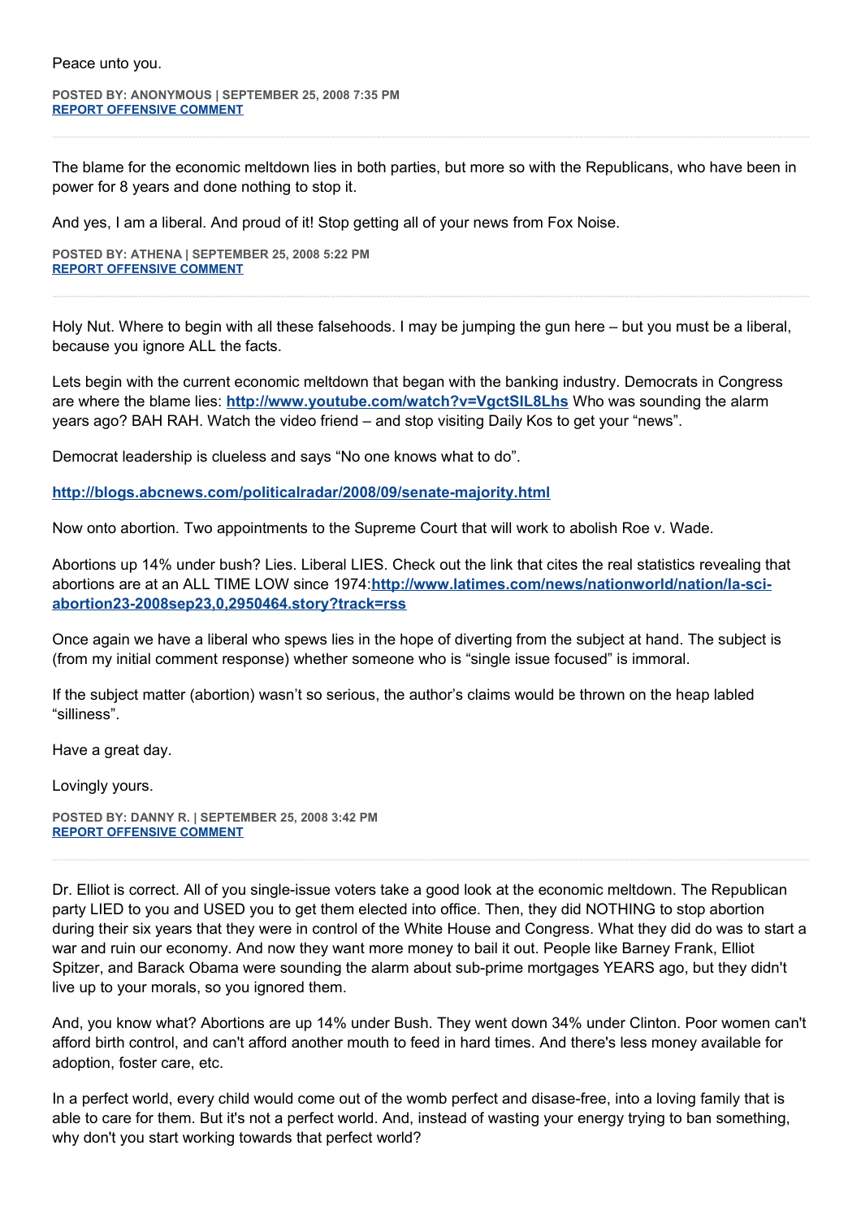Peace unto you.

**POSTED BY: ANONYMOUS | SEPTEMBER 25, 2008 7:35 PM**
**REPORT OFFENSIVE COMMENT**

---

The blame for the economic meltdown lies in both parties, but more so with the Republicans, who have been in power for 8 years and done nothing to stop it.

And yes, I am a liberal. And proud of it! Stop getting all of your news from Fox Noise.

**POSTED BY: ATHENA | SEPTEMBER 25, 2008 5:22 PM**
**REPORT OFFENSIVE COMMENT**

---

Holy Nut. Where to begin with all these falsehoods. I may be jumping the gun here – but you must be a liberal, because you ignore ALL the facts.

Lets begin with the current economic meltdown that began with the banking industry. Democrats in Congress are where the blame lies: **http://www.youtube.com/watch?v=VgctSIL8Lhs** Who was sounding the alarm years ago? BAH RAH. Watch the video friend – and stop visiting Daily Kos to get your "news".

Democrat leadership is clueless and says "No one knows what to do".

**http://blogs.abcnews.com/politicalradar/2008/09/senate-majority.html**

Now onto abortion. Two appointments to the Supreme Court that will work to abolish Roe v. Wade.

Abortions up 14% under bush? Lies. Liberal LIES. Check out the link that cites the real statistics revealing that abortions are at an ALL TIME LOW since 1974:**http://www.latimes.com/news/nationworld/nation/la-sci-abortion23-2008sep23,0,2950464.story?track=rss**

Once again we have a liberal who spews lies in the hope of diverting from the subject at hand. The subject is (from my initial comment response) whether someone who is "single issue focused" is immoral.

If the subject matter (abortion) wasn't so serious, the author's claims would be thrown on the heap labled "silliness".

Have a great day.

Lovingly yours.

**POSTED BY: DANNY R. | SEPTEMBER 25, 2008 3:42 PM**
**REPORT OFFENSIVE COMMENT**

---

Dr. Elliot is correct. All of you single-issue voters take a good look at the economic meltdown. The Republican party LIED to you and USED you to get them elected into office. Then, they did NOTHING to stop abortion during their six years that they were in control of the White House and Congress. What they did do was to start a war and ruin our economy. And now they want more money to bail it out. People like Barney Frank, Elliot Spitzer, and Barack Obama were sounding the alarm about sub-prime mortgages YEARS ago, but they didn't live up to your morals, so you ignored them.

And, you know what? Abortions are up 14% under Bush. They went down 34% under Clinton. Poor women can't afford birth control, and can't afford another mouth to feed in hard times. And there's less money available for adoption, foster care, etc.

In a perfect world, every child would come out of the womb perfect and disase-free, into a loving family that is able to care for them. But it's not a perfect world. And, instead of wasting your energy trying to ban something, why don't you start working towards that perfect world?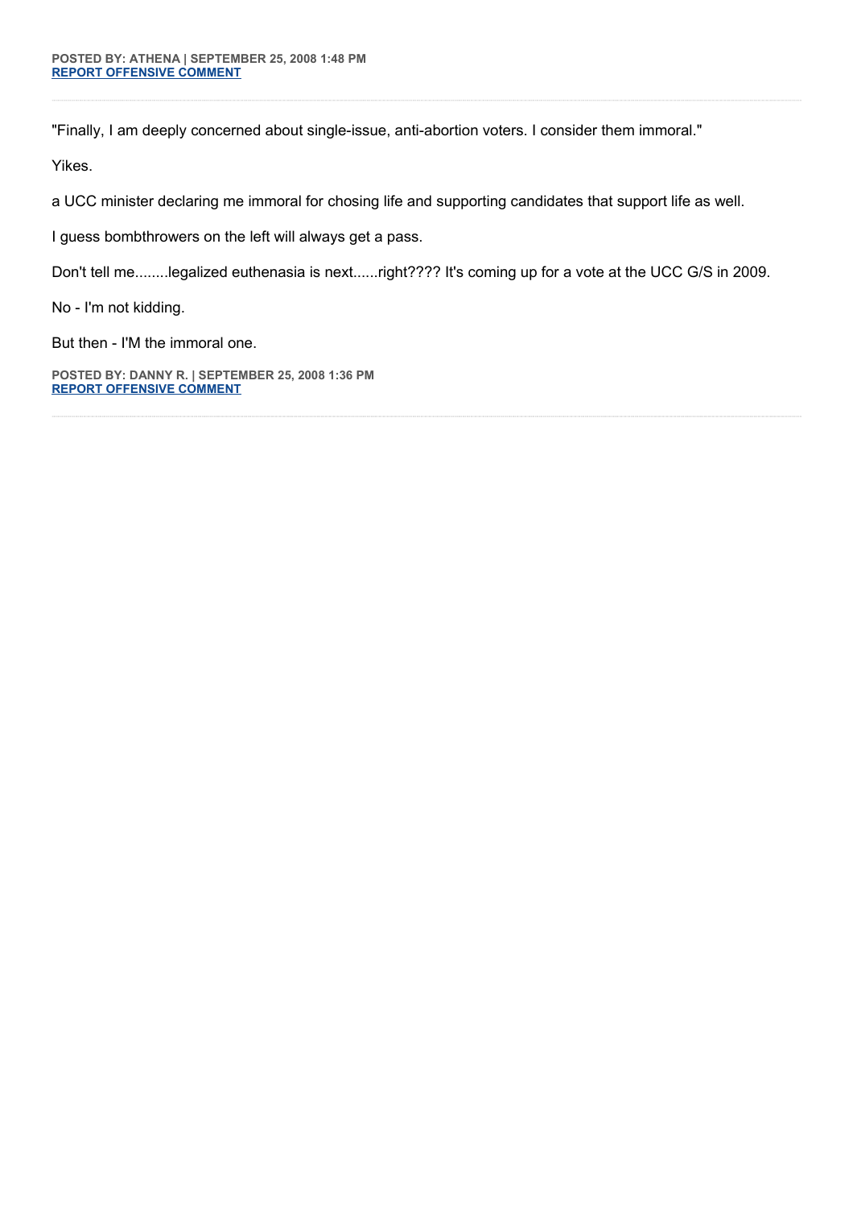**POSTED BY: ATHENA | SEPTEMBER 25, 2008 1:48 PM**
**REPORT OFFENSIVE COMMENT**

---

"Finally, I am deeply concerned about single-issue, anti-abortion voters. I consider them immoral."

Yikes.

a UCC minister declaring me immoral for chosing life and supporting candidates that support life as well.

I guess bombthrowers on the left will always get a pass.

Don't tell me........legalized euthenasia is next......right???? It's coming up for a vote at the UCC G/S in 2009.

No - I'm not kidding.

But then - I'M the immoral one.

**POSTED BY: DANNY R. | SEPTEMBER 25, 2008 1:36 PM**
**REPORT OFFENSIVE COMMENT**

---